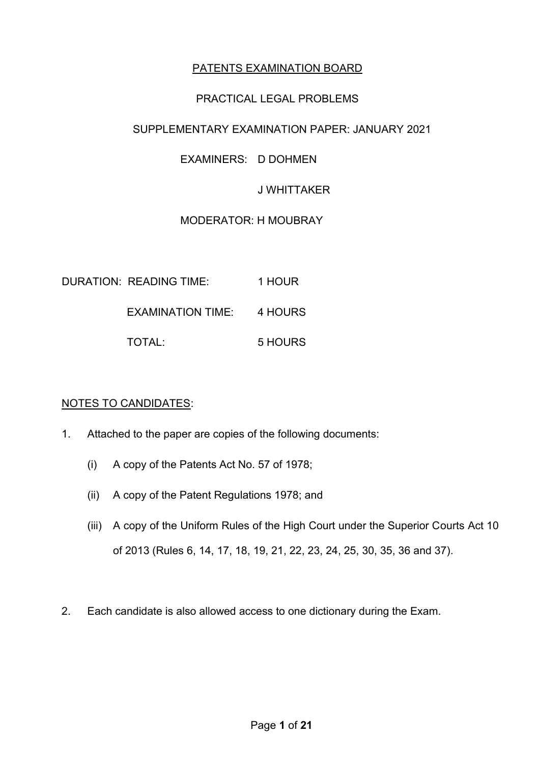# PATENTS EXAMINATION BOARD

## PRACTICAL LEGAL PROBLEMS

## SUPPLEMENTARY EXAMINATION PAPER: JANUARY 2021

EXAMINERS: D DOHMEN

J WHITTAKER

MODERATOR: H MOUBRAY

DURATION: READING TIME: 1 HOUR

EXAMINATION TIME: 4 HOURS

TOTAL: 5 HOURS

NOTES TO CANDIDATES:

1. Attached to the paper are copies of the following documents:
   (i) A copy of the Patents Act No. 57 of 1978;
   (ii) A copy of the Patent Regulations 1978; and
   (iii) A copy of the Uniform Rules of the High Court under the Superior Courts Act 10 of 2013 (Rules 6, 14, 17, 18, 19, 21, 22, 23, 24, 25, 30, 35, 36 and 37).

2. Each candidate is also allowed access to one dictionary during the Exam.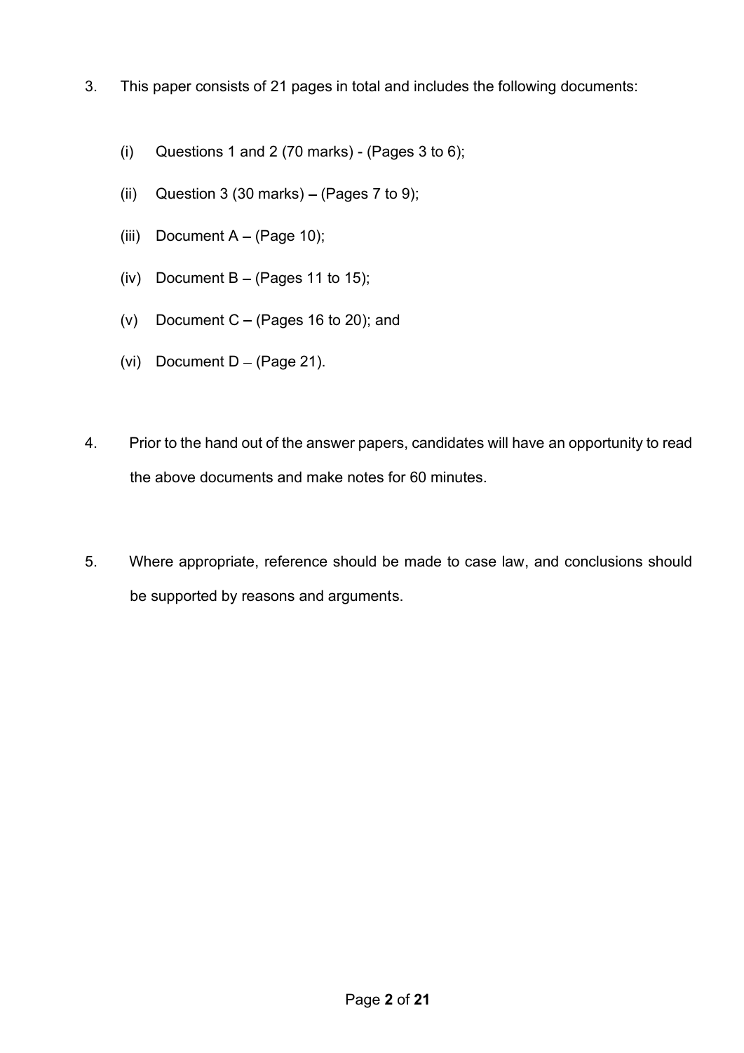3. This paper consists of 21 pages in total and includes the following documents:

   (i) Questions 1 and 2 (70 marks) - (Pages 3 to 6);

   (ii) Question 3 (30 marks) – (Pages 7 to 9);

   (iii) Document A – (Page 10);

   (iv) Document B – (Pages 11 to 15);

   (v) Document C – (Pages 16 to 20); and

   (vi) Document D – (Page 21).

4. Prior to the hand out of the answer papers, candidates will have an opportunity to read the above documents and make notes for 60 minutes.

5. Where appropriate, reference should be made to case law, and conclusions should be supported by reasons and arguments.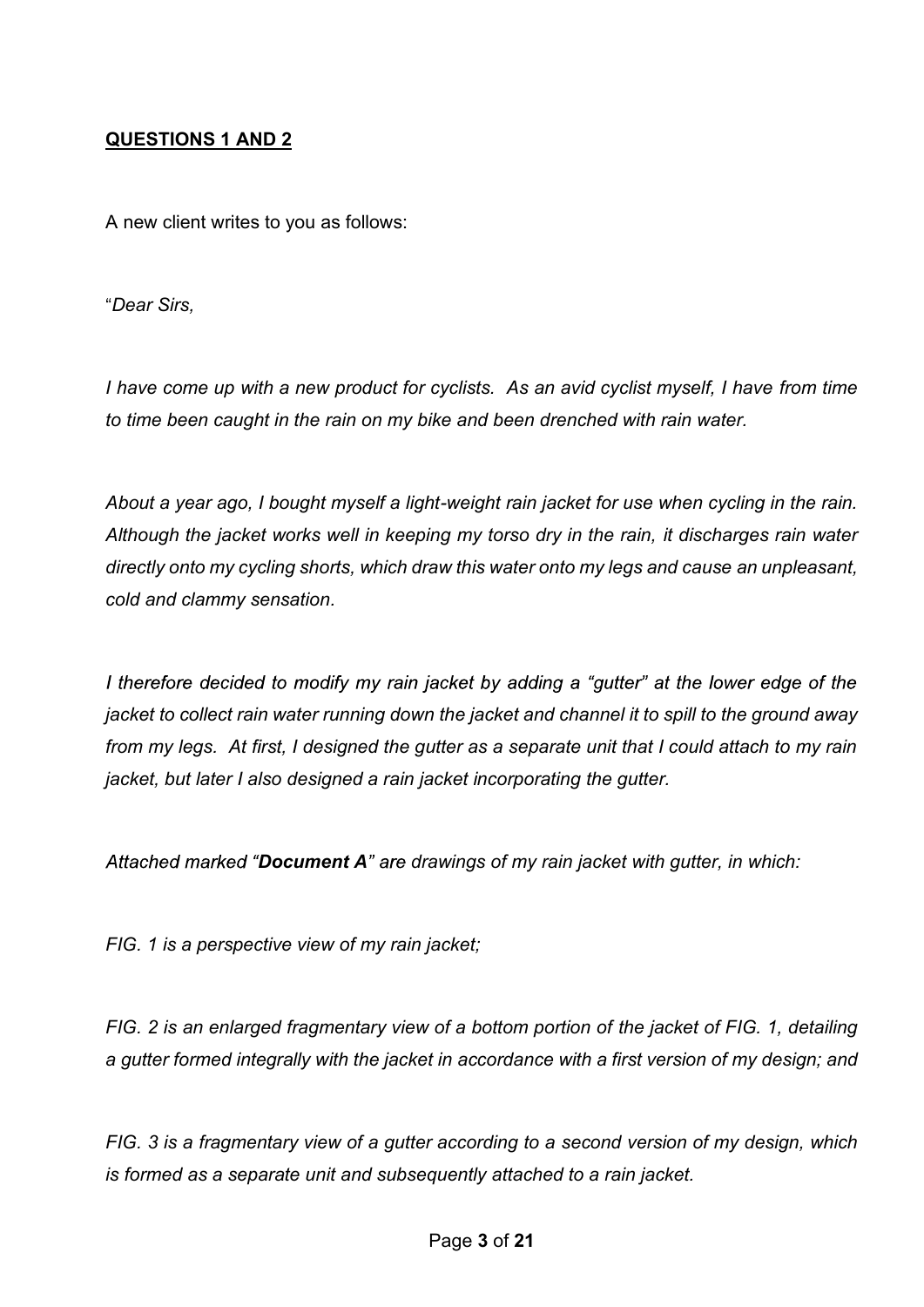**QUESTIONS 1 AND 2**

A new client writes to you as follows:

"*Dear Sirs,*

*I have come up with a new product for cyclists. As an avid cyclist myself, I have from time to time been caught in the rain on my bike and been drenched with rain water.*

*About a year ago, I bought myself a light-weight rain jacket for use when cycling in the rain. Although the jacket works well in keeping my torso dry in the rain, it discharges rain water directly onto my cycling shorts, which draw this water onto my legs and cause an unpleasant, cold and clammy sensation.*

*I therefore decided to modify my rain jacket by adding a "gutter" at the lower edge of the jacket to collect rain water running down the jacket and channel it to spill to the ground away from my legs. At first, I designed the gutter as a separate unit that I could attach to my rain jacket, but later I also designed a rain jacket incorporating the gutter.*

*Attached marked "**Document A**" are drawings of my rain jacket with gutter, in which:*

*FIG. 1 is a perspective view of my rain jacket;*

*FIG. 2 is an enlarged fragmentary view of a bottom portion of the jacket of FIG. 1, detailing a gutter formed integrally with the jacket in accordance with a first version of my design; and*

*FIG. 3 is a fragmentary view of a gutter according to a second version of my design, which is formed as a separate unit and subsequently attached to a rain jacket.*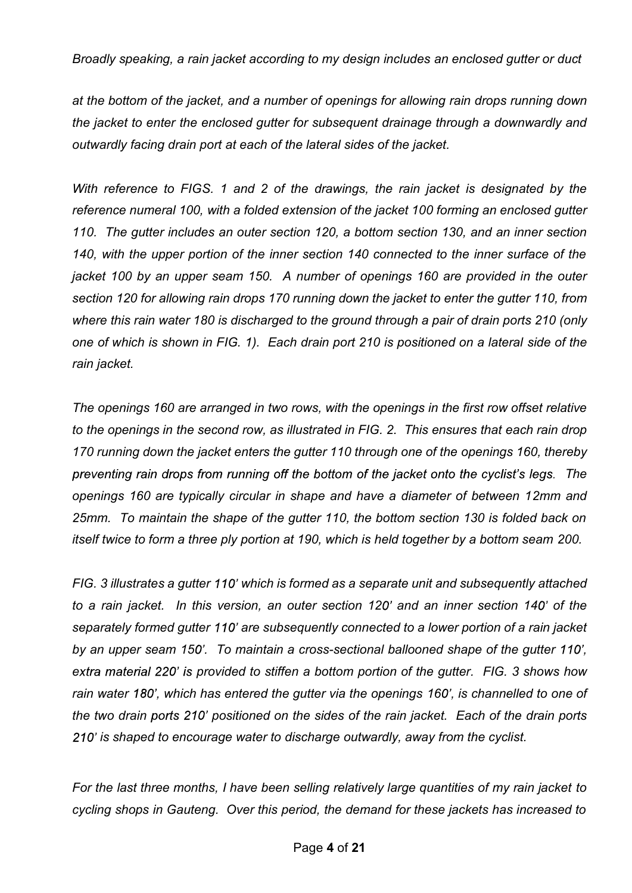*Broadly speaking, a rain jacket according to my design includes an enclosed gutter or duct*

*at the bottom of the jacket, and a number of openings for allowing rain drops running down the jacket to enter the enclosed gutter for subsequent drainage through a downwardly and outwardly facing drain port at each of the lateral sides of the jacket.*

*With reference to FIGS. 1 and 2 of the drawings, the rain jacket is designated by the reference numeral 100, with a folded extension of the jacket 100 forming an enclosed gutter 110. The gutter includes an outer section 120, a bottom section 130, and an inner section 140, with the upper portion of the inner section 140 connected to the inner surface of the jacket 100 by an upper seam 150. A number of openings 160 are provided in the outer section 120 for allowing rain drops 170 running down the jacket to enter the gutter 110, from where this rain water 180 is discharged to the ground through a pair of drain ports 210 (only one of which is shown in FIG. 1). Each drain port 210 is positioned on a lateral side of the rain jacket.*

*The openings 160 are arranged in two rows, with the openings in the first row offset relative to the openings in the second row, as illustrated in FIG. 2. This ensures that each rain drop 170 running down the jacket enters the gutter 110 through one of the openings 160, thereby preventing rain drops from running off the bottom of the jacket onto the cyclist's legs. The openings 160 are typically circular in shape and have a diameter of between 12mm and 25mm. To maintain the shape of the gutter 110, the bottom section 130 is folded back on itself twice to form a three ply portion at 190, which is held together by a bottom seam 200.*

*FIG. 3 illustrates a gutter 110' which is formed as a separate unit and subsequently attached to a rain jacket. In this version, an outer section 120' and an inner section 140' of the separately formed gutter 110' are subsequently connected to a lower portion of a rain jacket by an upper seam 150'. To maintain a cross-sectional ballooned shape of the gutter 110', extra material 220' is provided to stiffen a bottom portion of the gutter. FIG. 3 shows how rain water 180', which has entered the gutter via the openings 160', is channelled to one of the two drain ports 210' positioned on the sides of the rain jacket. Each of the drain ports 210' is shaped to encourage water to discharge outwardly, away from the cyclist.*

*For the last three months, I have been selling relatively large quantities of my rain jacket to cycling shops in Gauteng. Over this period, the demand for these jackets has increased to*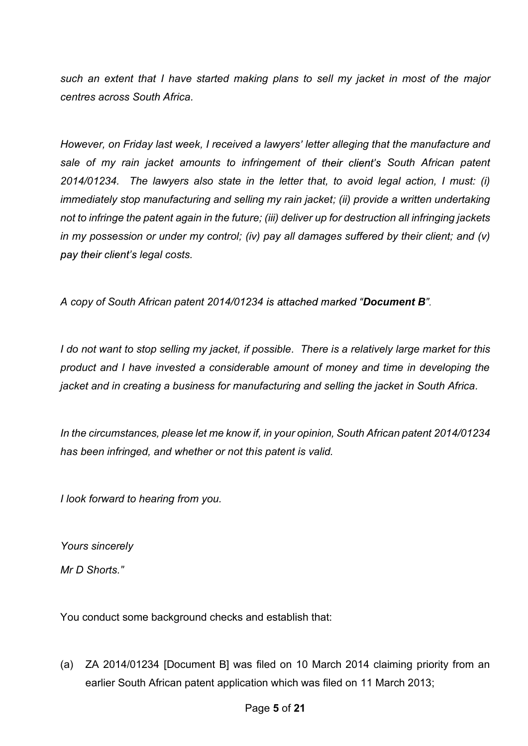*such an extent that I have started making plans to sell my jacket in most of the major centres across South Africa.*

*However, on Friday last week, I received a lawyers' letter alleging that the manufacture and sale of my rain jacket amounts to infringement of their client's South African patent 2014/01234. The lawyers also state in the letter that, to avoid legal action, I must: (i) immediately stop manufacturing and selling my rain jacket; (ii) provide a written undertaking not to infringe the patent again in the future; (iii) deliver up for destruction all infringing jackets in my possession or under my control; (iv) pay all damages suffered by their client; and (v) pay their client's legal costs.*

*A copy of South African patent 2014/01234 is attached marked "**Document B**".*

*I do not want to stop selling my jacket, if possible. There is a relatively large market for this product and I have invested a considerable amount of money and time in developing the jacket and in creating a business for manufacturing and selling the jacket in South Africa.*

*In the circumstances, please let me know if, in your opinion, South African patent 2014/01234 has been infringed, and whether or not this patent is valid.*

*I look forward to hearing from you.*

*Yours sincerely*

*Mr D Shorts."*

You conduct some background checks and establish that:

(a) ZA 2014/01234 [Document B] was filed on 10 March 2014 claiming priority from an earlier South African patent application which was filed on 11 March 2013;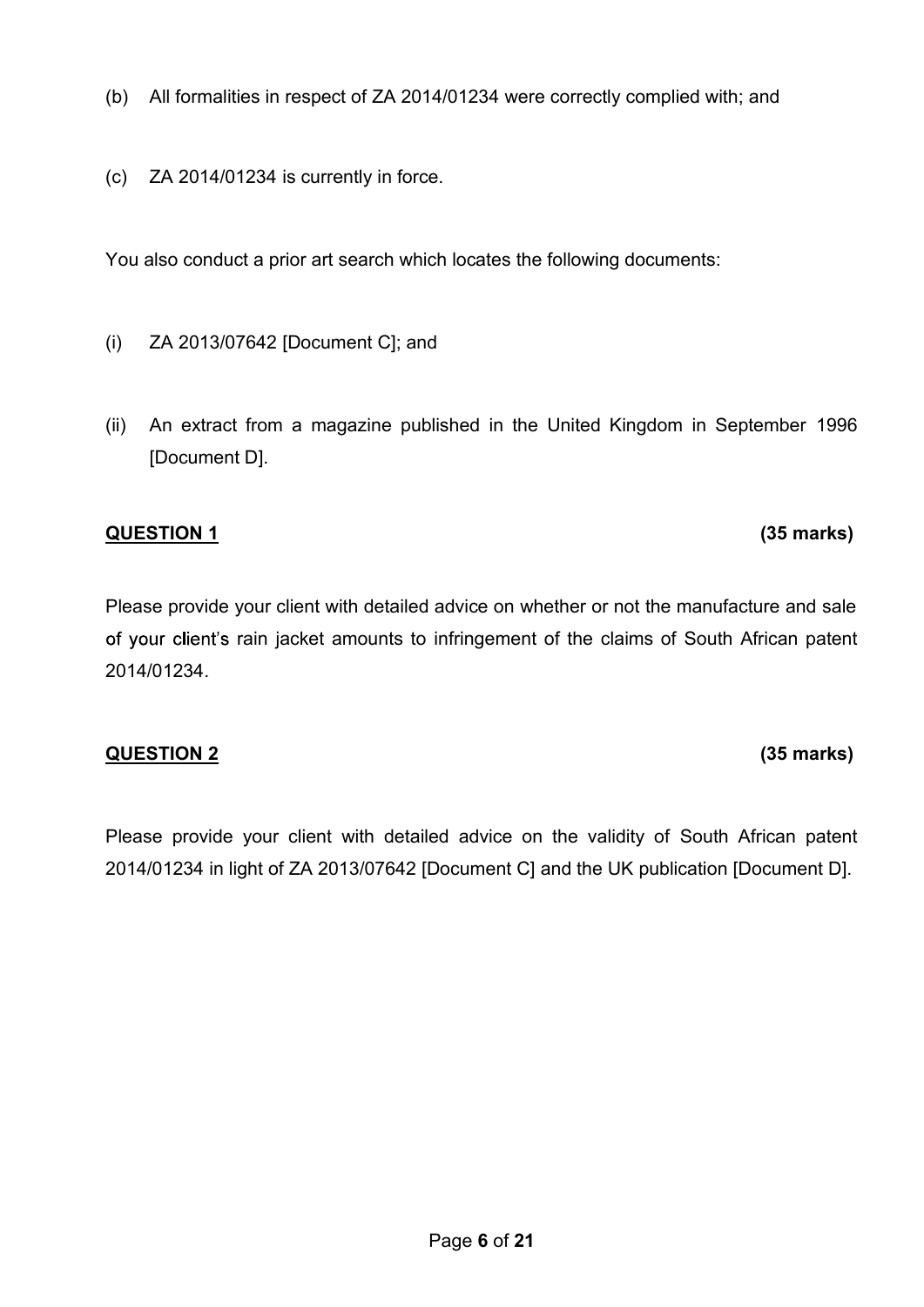(b) All formalities in respect of ZA 2014/01234 were correctly complied with; and

(c) ZA 2014/01234 is currently in force.

You also conduct a prior art search which locates the following documents:

(i) ZA 2013/07642 [Document C]; and

(ii) An extract from a magazine published in the United Kingdom in September 1996 [Document D].

**QUESTION 1** **(35 marks)**

Please provide your client with detailed advice on whether or not the manufacture and sale of your client's rain jacket amounts to infringement of the claims of South African patent 2014/01234.

**QUESTION 2** **(35 marks)**

Please provide your client with detailed advice on the validity of South African patent 2014/01234 in light of ZA 2013/07642 [Document C] and the UK publication [Document D].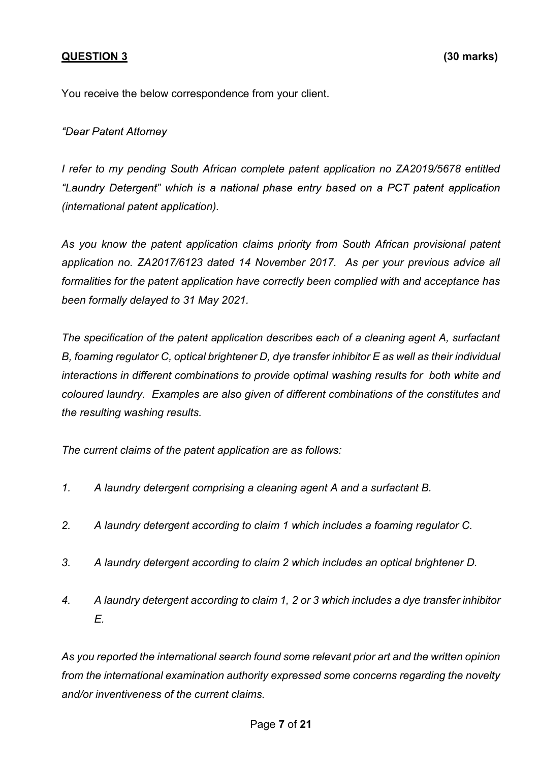**QUESTION 3** **(30 marks)**

You receive the below correspondence from your client.

*"Dear Patent Attorney*

*I refer to my pending South African complete patent application no ZA2019/5678 entitled "Laundry Detergent" which is a national phase entry based on a PCT patent application (international patent application).*

*As you know the patent application claims priority from South African provisional patent application no. ZA2017/6123 dated 14 November 2017. As per your previous advice all formalities for the patent application have correctly been complied with and acceptance has been formally delayed to 31 May 2021.*

*The specification of the patent application describes each of a cleaning agent A, surfactant B, foaming regulator C, optical brightener D, dye transfer inhibitor E as well as their individual interactions in different combinations to provide optimal washing results for both white and coloured laundry. Examples are also given of different combinations of the constitutes and the resulting washing results.*

*The current claims of the patent application are as follows:*

1. *A laundry detergent comprising a cleaning agent A and a surfactant B.*

2. *A laundry detergent according to claim 1 which includes a foaming regulator C.*

3. *A laundry detergent according to claim 2 which includes an optical brightener D.*

4. *A laundry detergent according to claim 1, 2 or 3 which includes a dye transfer inhibitor E.*

*As you reported the international search found some relevant prior art and the written opinion from the international examination authority expressed some concerns regarding the novelty and/or inventiveness of the current claims.*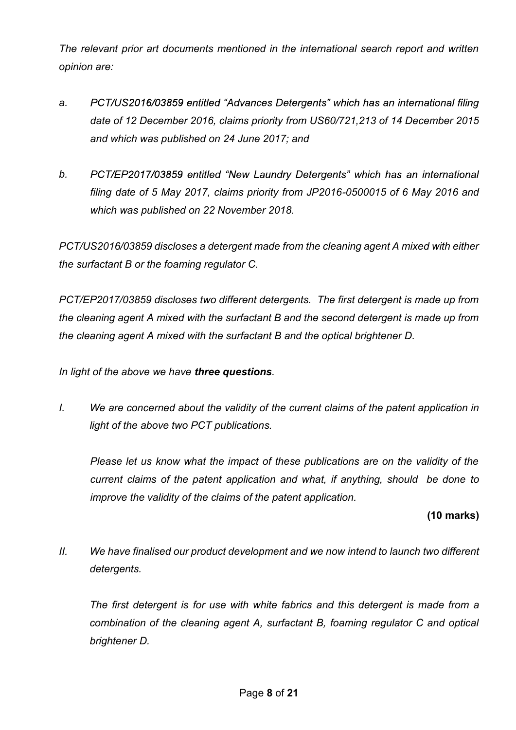*The relevant prior art documents mentioned in the international search report and written opinion are:*

*a. PCT/US2016/03859 entitled "Advances Detergents" which has an international filing date of 12 December 2016, claims priority from US60/721,213 of 14 December 2015 and which was published on 24 June 2017; and*

*b. PCT/EP2017/03859 entitled "New Laundry Detergents" which has an international filing date of 5 May 2017, claims priority from JP2016-0500015 of 6 May 2016 and which was published on 22 November 2018.*

*PCT/US2016/03859 discloses a detergent made from the cleaning agent A mixed with either the surfactant B or the foaming regulator C.*

*PCT/EP2017/03859 discloses two different detergents. The first detergent is made up from the cleaning agent A mixed with the surfactant B and the second detergent is made up from the cleaning agent A mixed with the surfactant B and the optical brightener D.*

*In light of the above we have **three questions**.*

*I. We are concerned about the validity of the current claims of the patent application in light of the above two PCT publications.*

*Please let us know what the impact of these publications are on the validity of the current claims of the patent application and what, if anything, should be done to improve the validity of the claims of the patent application.*

**(10 marks)**

*II. We have finalised our product development and we now intend to launch two different detergents.*

*The first detergent is for use with white fabrics and this detergent is made from a combination of the cleaning agent A, surfactant B, foaming regulator C and optical brightener D.*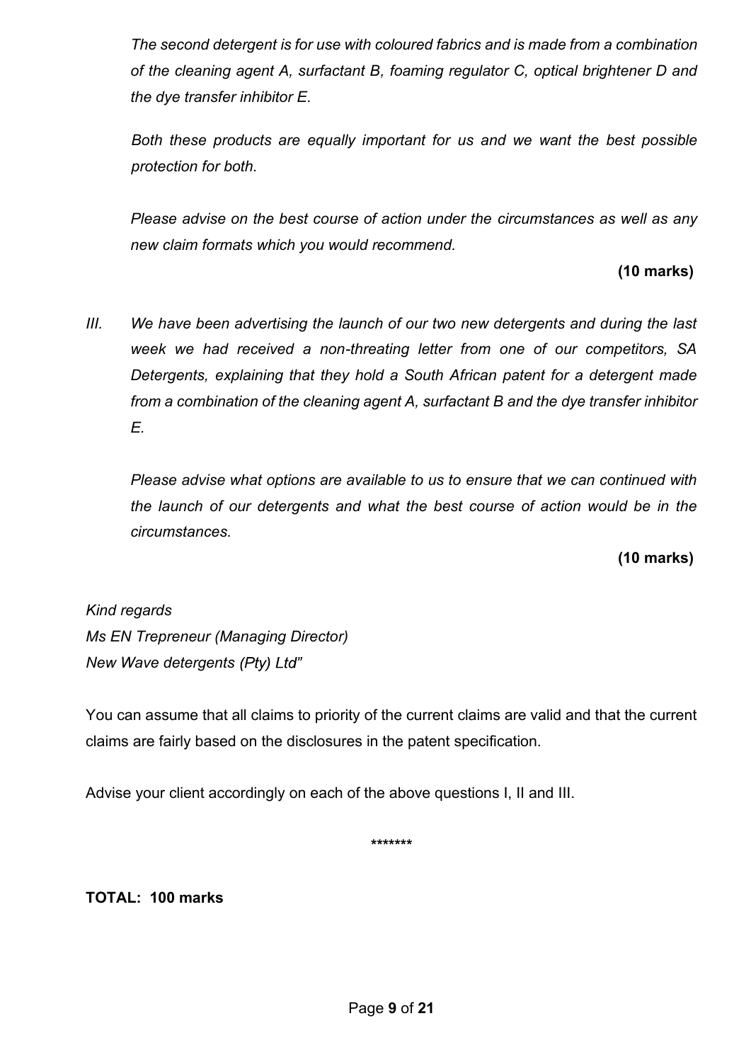*The second detergent is for use with coloured fabrics and is made from a combination of the cleaning agent A, surfactant B, foaming regulator C, optical brightener D and the dye transfer inhibitor E.*

*Both these products are equally important for us and we want the best possible protection for both.*

*Please advise on the best course of action under the circumstances as well as any new claim formats which you would recommend.*

**(10 marks)**

*III. We have been advertising the launch of our two new detergents and during the last week we had received a non-threating letter from one of our competitors, SA Detergents, explaining that they hold a South African patent for a detergent made from a combination of the cleaning agent A, surfactant B and the dye transfer inhibitor E.*

*Please advise what options are available to us to ensure that we can continued with the launch of our detergents and what the best course of action would be in the circumstances.*

**(10 marks)**

*Kind regards*
*Ms EN Trepreneur (Managing Director)*
*New Wave detergents (Pty) Ltd"*

You can assume that all claims to priority of the current claims are valid and that the current claims are fairly based on the disclosures in the patent specification.

Advise your client accordingly on each of the above questions I, II and III.

*******

**TOTAL: 100 marks**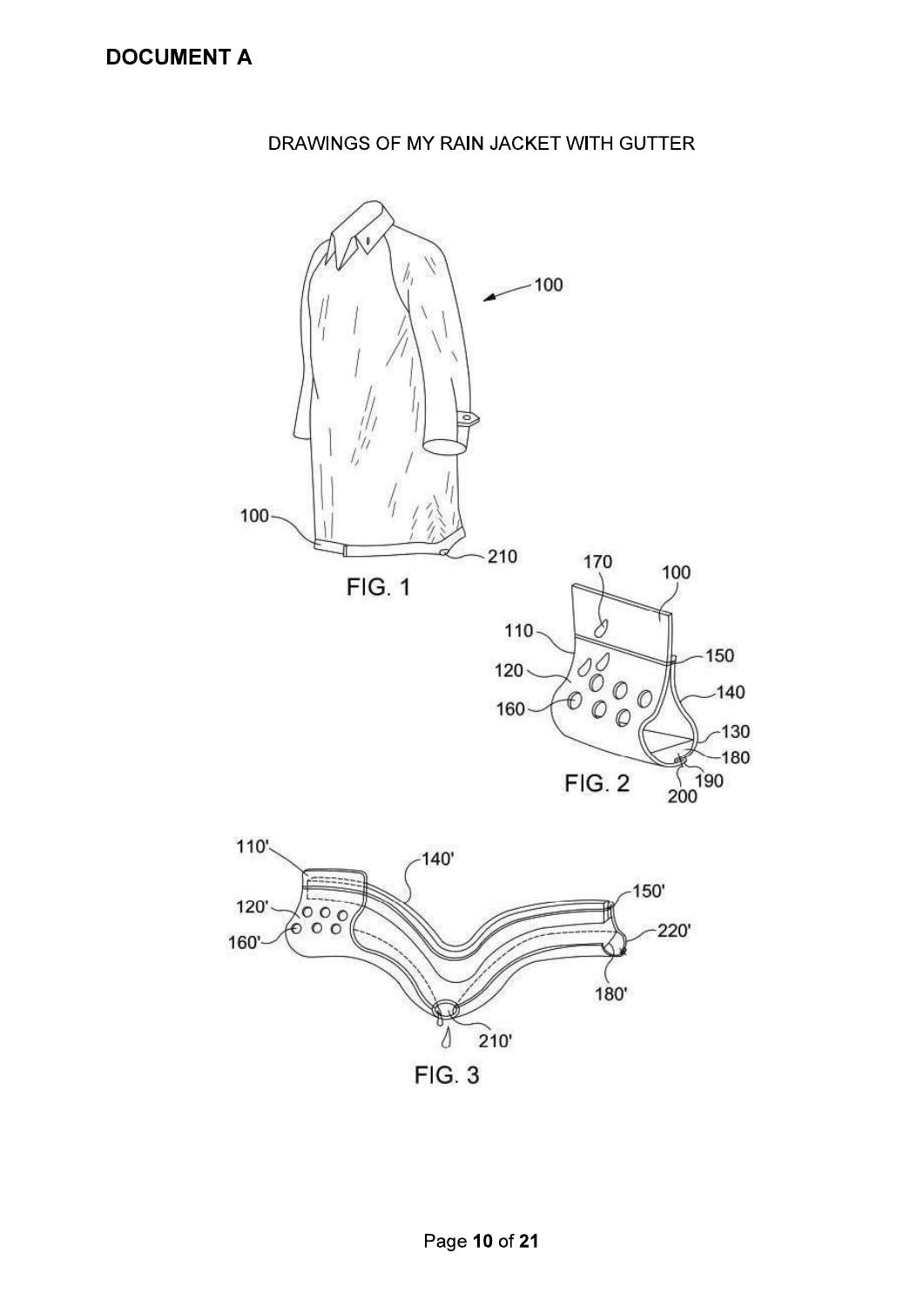# DOCUMENT A

DRAWINGS OF MY RAIN JACKET WITH GUTTER

100

100

210

FIG. 1

170

100

110

150

120

140

160

130

180

190

200

FIG. 2

110'

140'

150'

120'

220'

160'

180'

210'

FIG. 3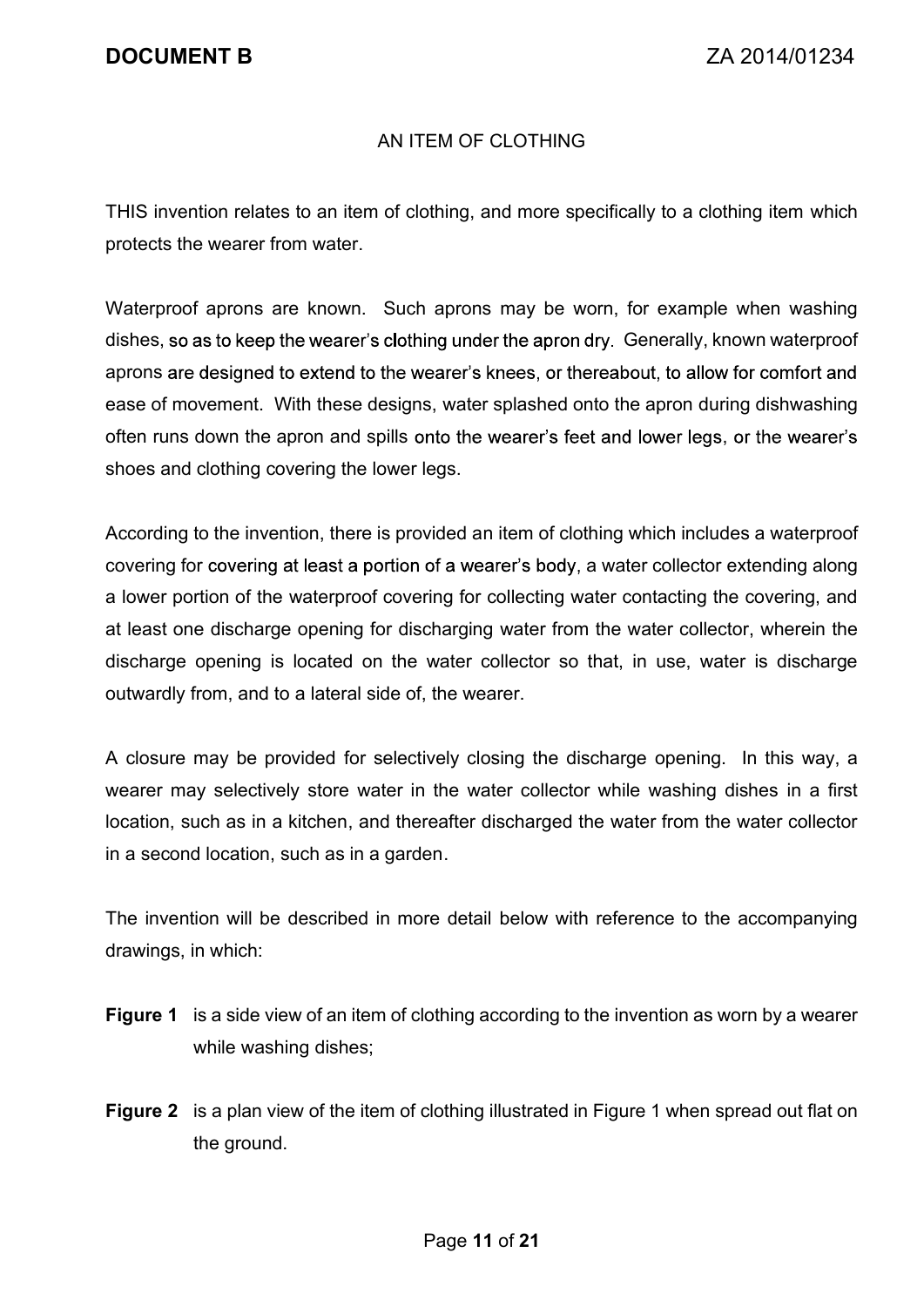# AN ITEM OF CLOTHING

THIS invention relates to an item of clothing, and more specifically to a clothing item which protects the wearer from water.

Waterproof aprons are known. Such aprons may be worn, for example when washing dishes, so as to keep the wearer's clothing under the apron dry. Generally, known waterproof aprons are designed to extend to the wearer's knees, or thereabout, to allow for comfort and ease of movement. With these designs, water splashed onto the apron during dishwashing often runs down the apron and spills onto the wearer's feet and lower legs, or the wearer's shoes and clothing covering the lower legs.

According to the invention, there is provided an item of clothing which includes a waterproof covering for covering at least a portion of a wearer's body, a water collector extending along a lower portion of the waterproof covering for collecting water contacting the covering, and at least one discharge opening for discharging water from the water collector, wherein the discharge opening is located on the water collector so that, in use, water is discharge outwardly from, and to a lateral side of, the wearer.

A closure may be provided for selectively closing the discharge opening. In this way, a wearer may selectively store water in the water collector while washing dishes in a first location, such as in a kitchen, and thereafter discharged the water from the water collector in a second location, such as in a garden.

The invention will be described in more detail below with reference to the accompanying drawings, in which:

**Figure 1** is a side view of an item of clothing according to the invention as worn by a wearer while washing dishes;

**Figure 2** is a plan view of the item of clothing illustrated in Figure 1 when spread out flat on the ground.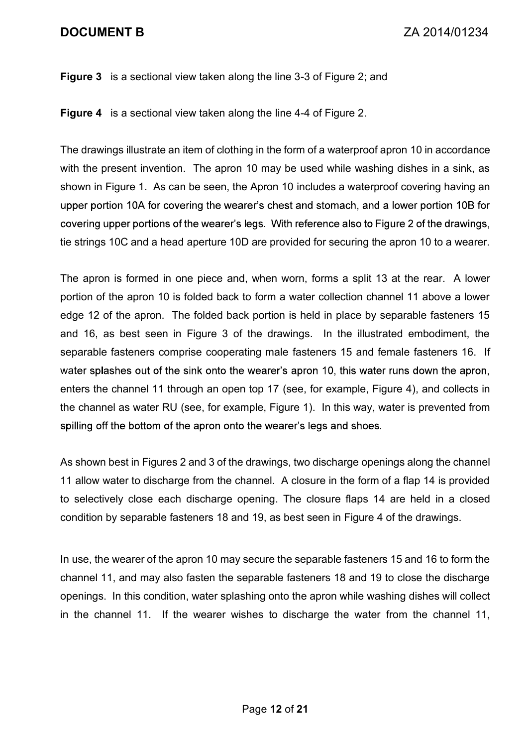**Figure 3** is a sectional view taken along the line 3-3 of Figure 2; and

**Figure 4** is a sectional view taken along the line 4-4 of Figure 2.

The drawings illustrate an item of clothing in the form of a waterproof apron 10 in accordance with the present invention. The apron 10 may be used while washing dishes in a sink, as shown in Figure 1. As can be seen, the Apron 10 includes a waterproof covering having an upper portion 10A for covering the wearer's chest and stomach, and a lower portion 10B for covering upper portions of the wearer's legs. With reference also to Figure 2 of the drawings, tie strings 10C and a head aperture 10D are provided for securing the apron 10 to a wearer.

The apron is formed in one piece and, when worn, forms a split 13 at the rear. A lower portion of the apron 10 is folded back to form a water collection channel 11 above a lower edge 12 of the apron. The folded back portion is held in place by separable fasteners 15 and 16, as best seen in Figure 3 of the drawings. In the illustrated embodiment, the separable fasteners comprise cooperating male fasteners 15 and female fasteners 16. If water splashes out of the sink onto the wearer's apron 10, this water runs down the apron, enters the channel 11 through an open top 17 (see, for example, Figure 4), and collects in the channel as water RU (see, for example, Figure 1). In this way, water is prevented from spilling off the bottom of the apron onto the wearer's legs and shoes.

As shown best in Figures 2 and 3 of the drawings, two discharge openings along the channel 11 allow water to discharge from the channel. A closure in the form of a flap 14 is provided to selectively close each discharge opening. The closure flaps 14 are held in a closed condition by separable fasteners 18 and 19, as best seen in Figure 4 of the drawings.

In use, the wearer of the apron 10 may secure the separable fasteners 15 and 16 to form the channel 11, and may also fasten the separable fasteners 18 and 19 to close the discharge openings. In this condition, water splashing onto the apron while washing dishes will collect in the channel 11. If the wearer wishes to discharge the water from the channel 11,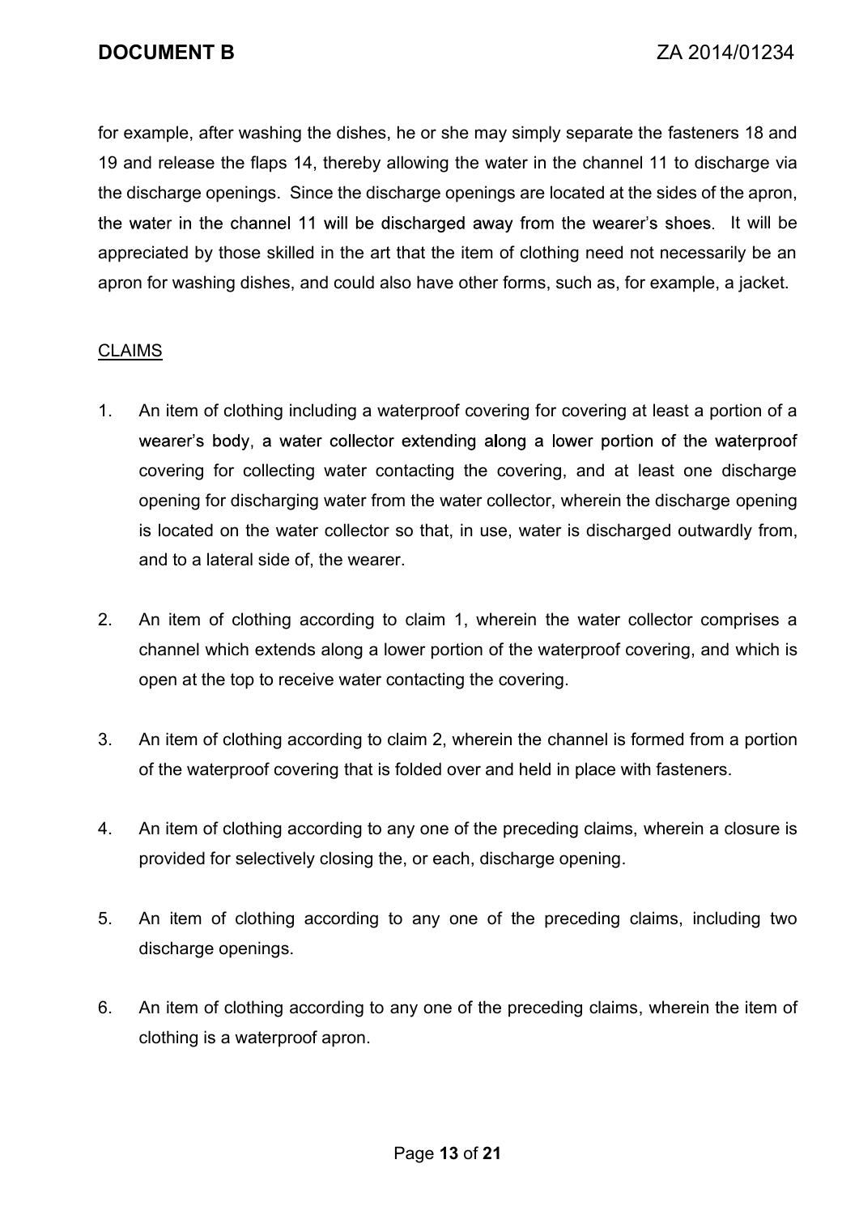for example, after washing the dishes, he or she may simply separate the fasteners 18 and 19 and release the flaps 14, thereby allowing the water in the channel 11 to discharge via the discharge openings. Since the discharge openings are located at the sides of the apron, the water in the channel 11 will be discharged away from the wearer's shoes. It will be appreciated by those skilled in the art that the item of clothing need not necessarily be an apron for washing dishes, and could also have other forms, such as, for example, a jacket.

<u>CLAIMS</u>

1. An item of clothing including a waterproof covering for covering at least a portion of a wearer's body, a water collector extending along a lower portion of the waterproof covering for collecting water contacting the covering, and at least one discharge opening for discharging water from the water collector, wherein the discharge opening is located on the water collector so that, in use, water is discharged outwardly from, and to a lateral side of, the wearer.

2. An item of clothing according to claim 1, wherein the water collector comprises a channel which extends along a lower portion of the waterproof covering, and which is open at the top to receive water contacting the covering.

3. An item of clothing according to claim 2, wherein the channel is formed from a portion of the waterproof covering that is folded over and held in place with fasteners.

4. An item of clothing according to any one of the preceding claims, wherein a closure is provided for selectively closing the, or each, discharge opening.

5. An item of clothing according to any one of the preceding claims, including two discharge openings.

6. An item of clothing according to any one of the preceding claims, wherein the item of clothing is a waterproof apron.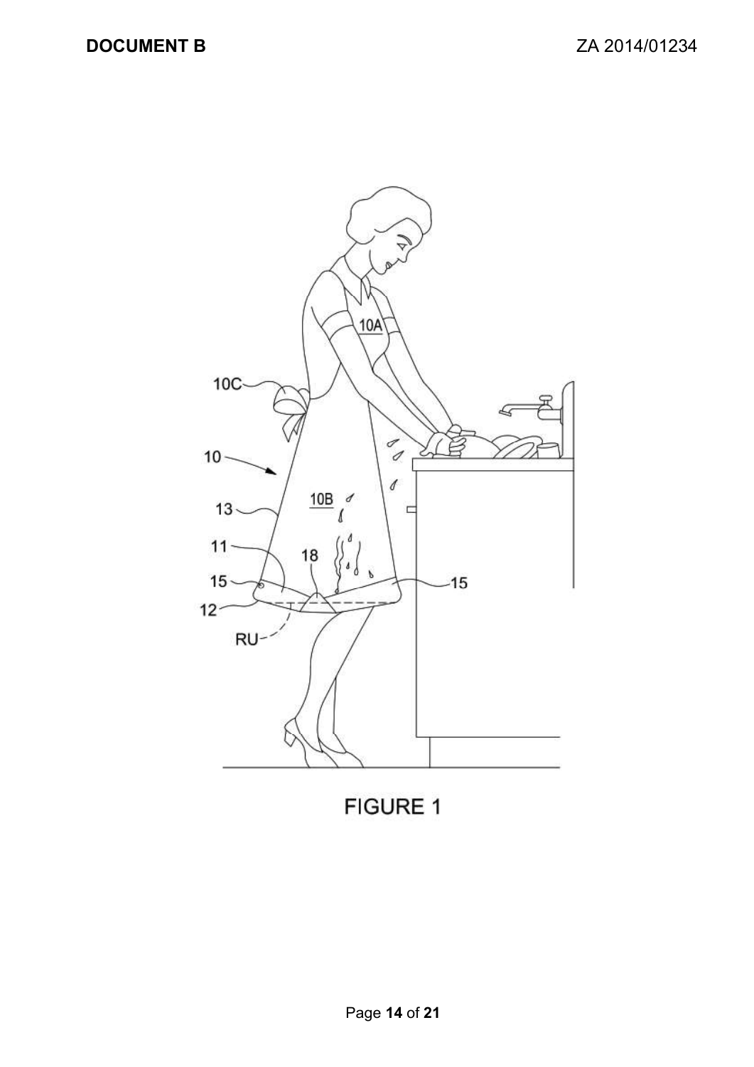FIGURE 1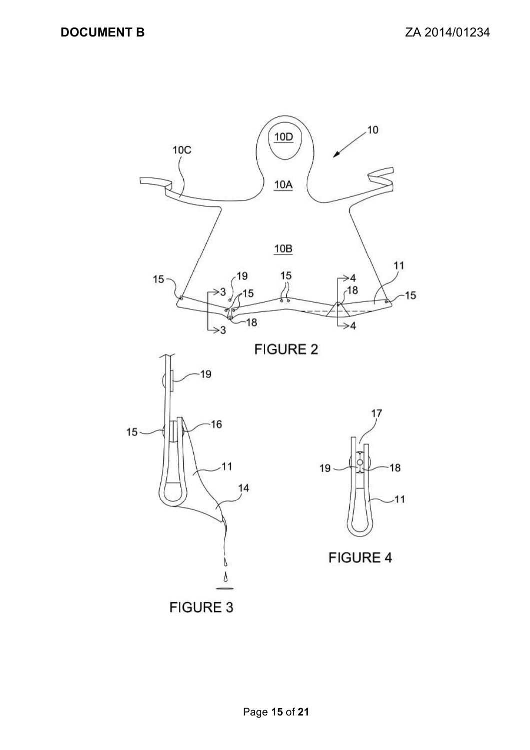FIGURE 2

FIGURE 3

FIGURE 4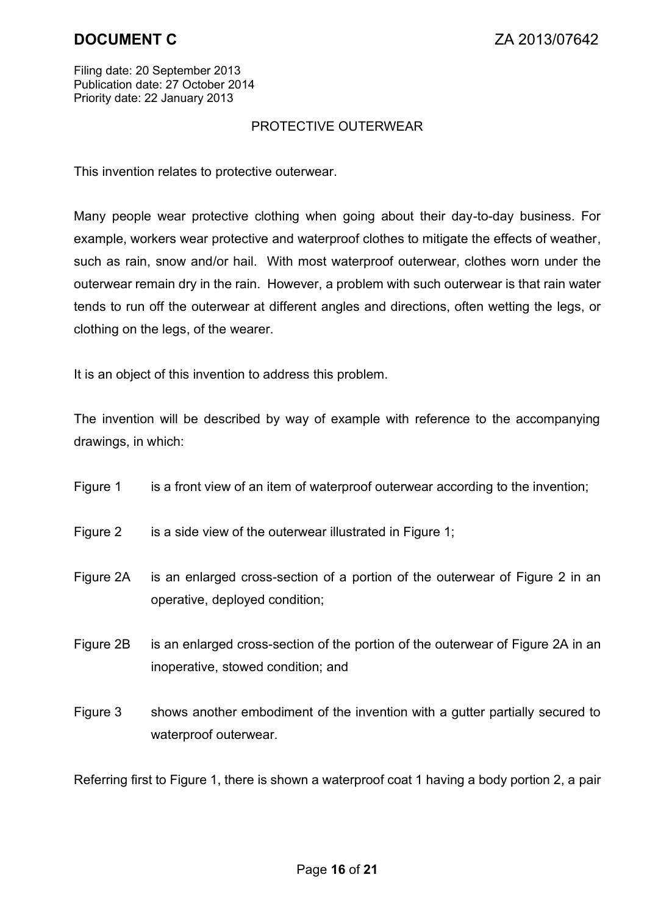**DOCUMENT C** ZA 2013/07642

Filing date: 20 September 2013
Publication date: 27 October 2014
Priority date: 22 January 2013

PROTECTIVE OUTERWEAR

This invention relates to protective outerwear.

Many people wear protective clothing when going about their day-to-day business. For example, workers wear protective and waterproof clothes to mitigate the effects of weather, such as rain, snow and/or hail. With most waterproof outerwear, clothes worn under the outerwear remain dry in the rain. However, a problem with such outerwear is that rain water tends to run off the outerwear at different angles and directions, often wetting the legs, or clothing on the legs, of the wearer.

It is an object of this invention to address this problem.

The invention will be described by way of example with reference to the accompanying drawings, in which:

Figure 1 is a front view of an item of waterproof outerwear according to the invention;

Figure 2 is a side view of the outerwear illustrated in Figure 1;

Figure 2A is an enlarged cross-section of a portion of the outerwear of Figure 2 in an operative, deployed condition;

Figure 2B is an enlarged cross-section of the portion of the outerwear of Figure 2A in an inoperative, stowed condition; and

Figure 3 shows another embodiment of the invention with a gutter partially secured to waterproof outerwear.

Referring first to Figure 1, there is shown a waterproof coat 1 having a body portion 2, a pair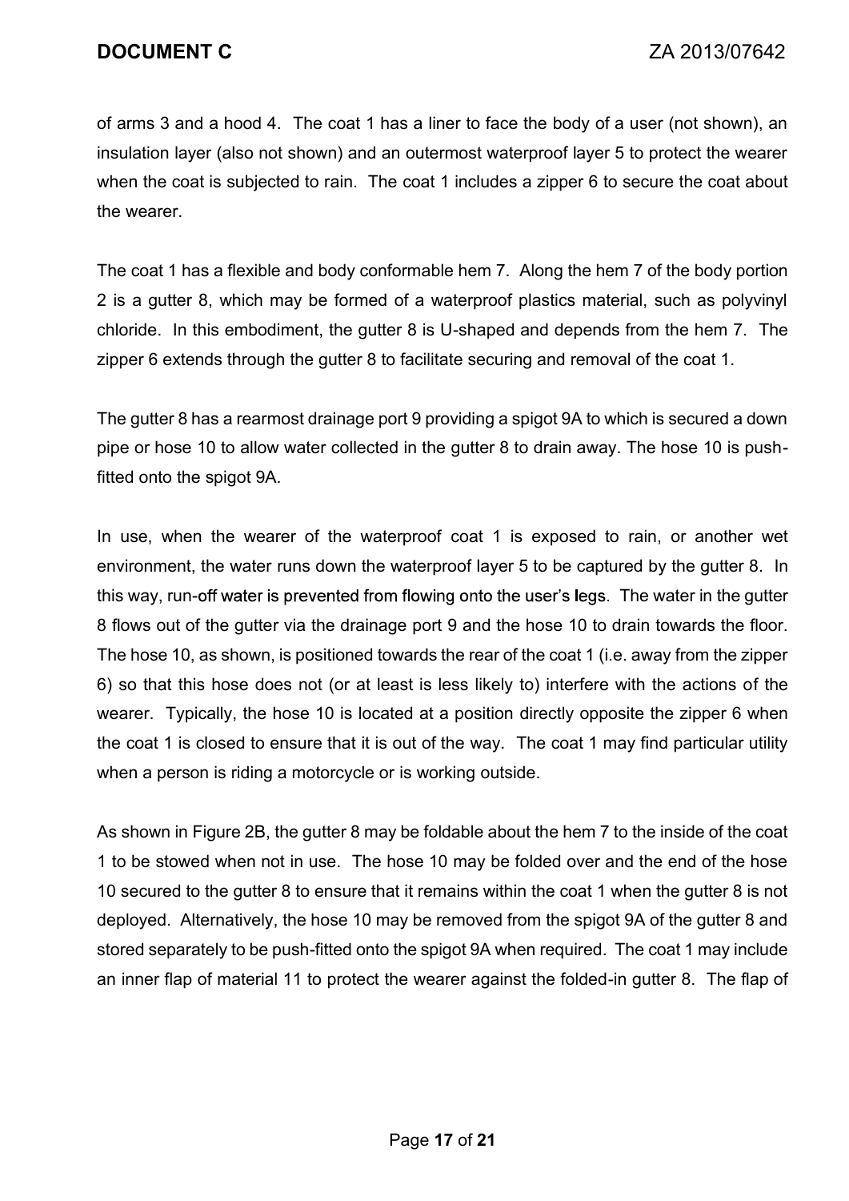of arms 3 and a hood 4. The coat 1 has a liner to face the body of a user (not shown), an insulation layer (also not shown) and an outermost waterproof layer 5 to protect the wearer when the coat is subjected to rain. The coat 1 includes a zipper 6 to secure the coat about the wearer.

The coat 1 has a flexible and body conformable hem 7. Along the hem 7 of the body portion 2 is a gutter 8, which may be formed of a waterproof plastics material, such as polyvinyl chloride. In this embodiment, the gutter 8 is U-shaped and depends from the hem 7. The zipper 6 extends through the gutter 8 to facilitate securing and removal of the coat 1.

The gutter 8 has a rearmost drainage port 9 providing a spigot 9A to which is secured a down pipe or hose 10 to allow water collected in the gutter 8 to drain away. The hose 10 is push-fitted onto the spigot 9A.

In use, when the wearer of the waterproof coat 1 is exposed to rain, or another wet environment, the water runs down the waterproof layer 5 to be captured by the gutter 8. In this way, run-off water is prevented from flowing onto the user's legs. The water in the gutter 8 flows out of the gutter via the drainage port 9 and the hose 10 to drain towards the floor. The hose 10, as shown, is positioned towards the rear of the coat 1 (i.e. away from the zipper 6) so that this hose does not (or at least is less likely to) interfere with the actions of the wearer. Typically, the hose 10 is located at a position directly opposite the zipper 6 when the coat 1 is closed to ensure that it is out of the way. The coat 1 may find particular utility when a person is riding a motorcycle or is working outside.

As shown in Figure 2B, the gutter 8 may be foldable about the hem 7 to the inside of the coat 1 to be stowed when not in use. The hose 10 may be folded over and the end of the hose 10 secured to the gutter 8 to ensure that it remains within the coat 1 when the gutter 8 is not deployed. Alternatively, the hose 10 may be removed from the spigot 9A of the gutter 8 and stored separately to be push-fitted onto the spigot 9A when required. The coat 1 may include an inner flap of material 11 to protect the wearer against the folded-in gutter 8. The flap of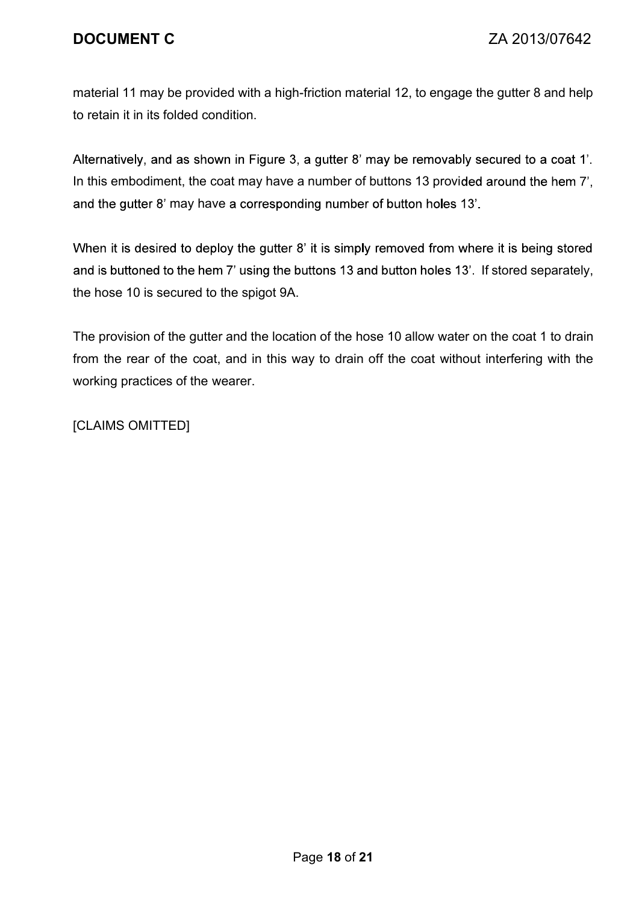material 11 may be provided with a high-friction material 12, to engage the gutter 8 and help to retain it in its folded condition.

Alternatively, and as shown in Figure 3, a gutter 8' may be removably secured to a coat 1'. In this embodiment, the coat may have a number of buttons 13 provided around the hem 7', and the gutter 8' may have a corresponding number of button holes 13'.

When it is desired to deploy the gutter 8' it is simply removed from where it is being stored and is buttoned to the hem 7' using the buttons 13 and button holes 13'. If stored separately, the hose 10 is secured to the spigot 9A.

The provision of the gutter and the location of the hose 10 allow water on the coat 1 to drain from the rear of the coat, and in this way to drain off the coat without interfering with the working practices of the wearer.

[CLAIMS OMITTED]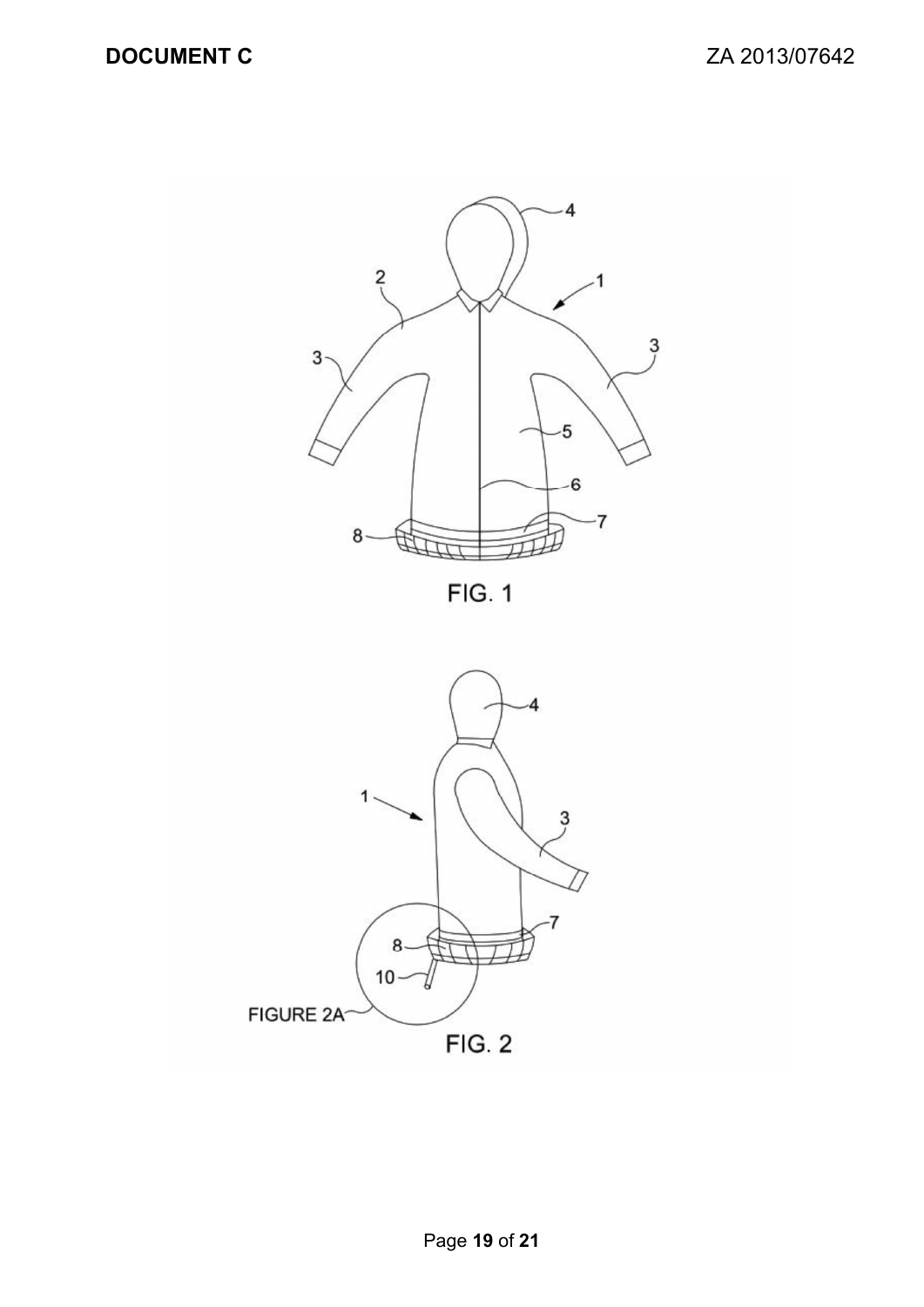FIG. 1

FIG. 2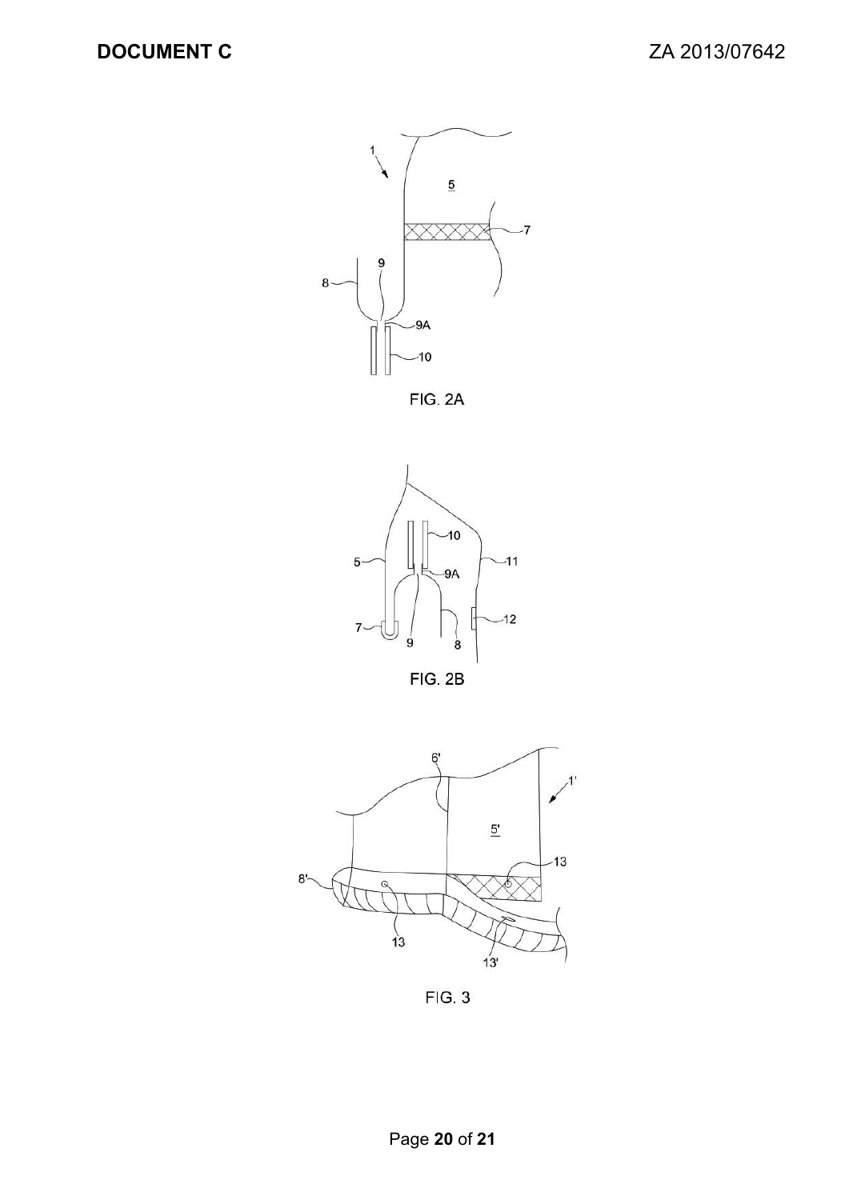FIG. 2A

FIG. 2B

FIG. 3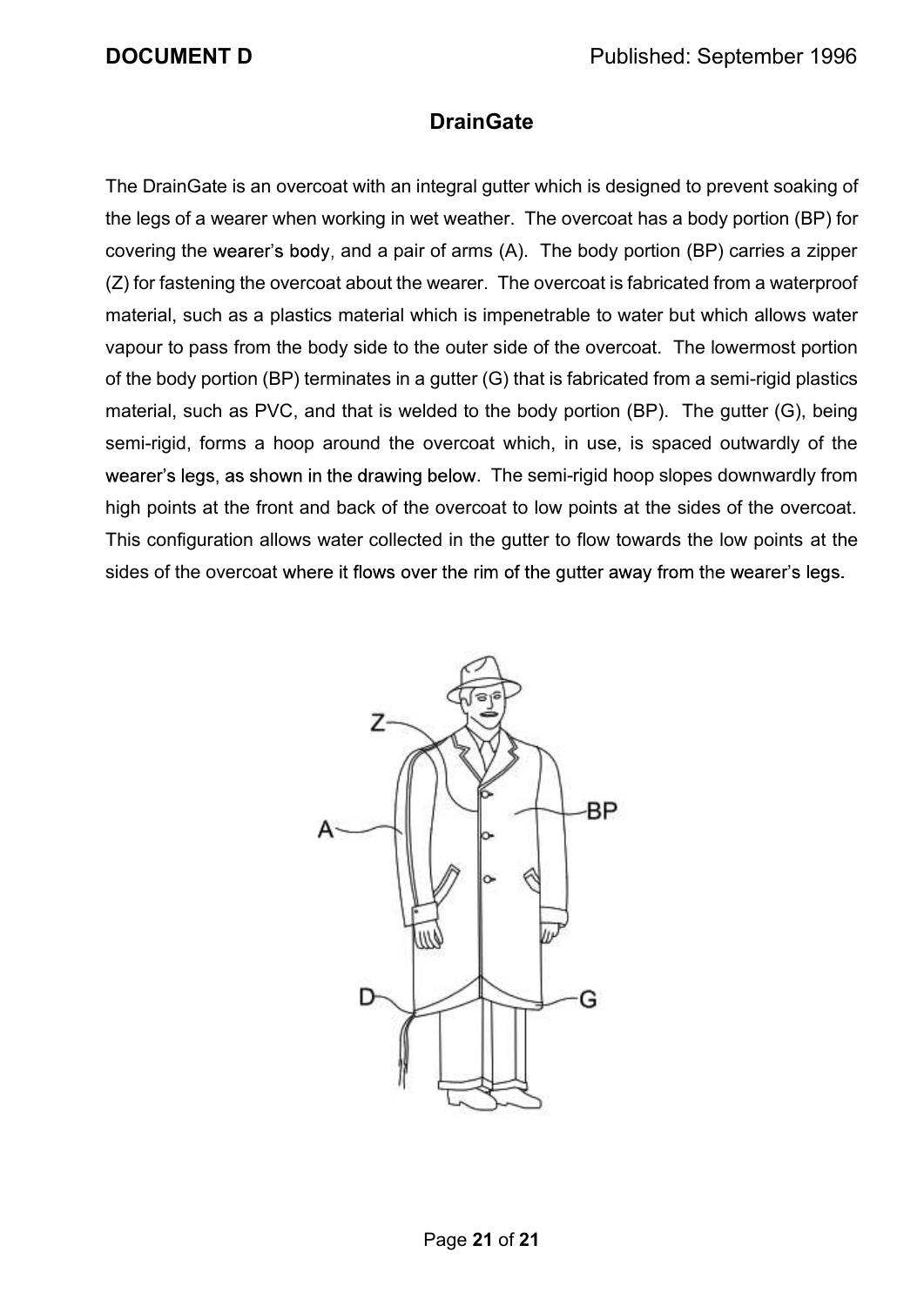**DOCUMENT D** Published: September 1996

## DrainGate

The DrainGate is an overcoat with an integral gutter which is designed to prevent soaking of the legs of a wearer when working in wet weather. The overcoat has a body portion (BP) for covering the wearer's body, and a pair of arms (A). The body portion (BP) carries a zipper (Z) for fastening the overcoat about the wearer. The overcoat is fabricated from a waterproof material, such as a plastics material which is impenetrable to water but which allows water vapour to pass from the body side to the outer side of the overcoat. The lowermost portion of the body portion (BP) terminates in a gutter (G) that is fabricated from a semi-rigid plastics material, such as PVC, and that is welded to the body portion (BP). The gutter (G), being semi-rigid, forms a hoop around the overcoat which, in use, is spaced outwardly of the wearer's legs, as shown in the drawing below. The semi-rigid hoop slopes downwardly from high points at the front and back of the overcoat to low points at the sides of the overcoat. This configuration allows water collected in the gutter to flow towards the low points at the sides of the overcoat where it flows over the rim of the gutter away from the wearer's legs.

Z
A
BP
D
G